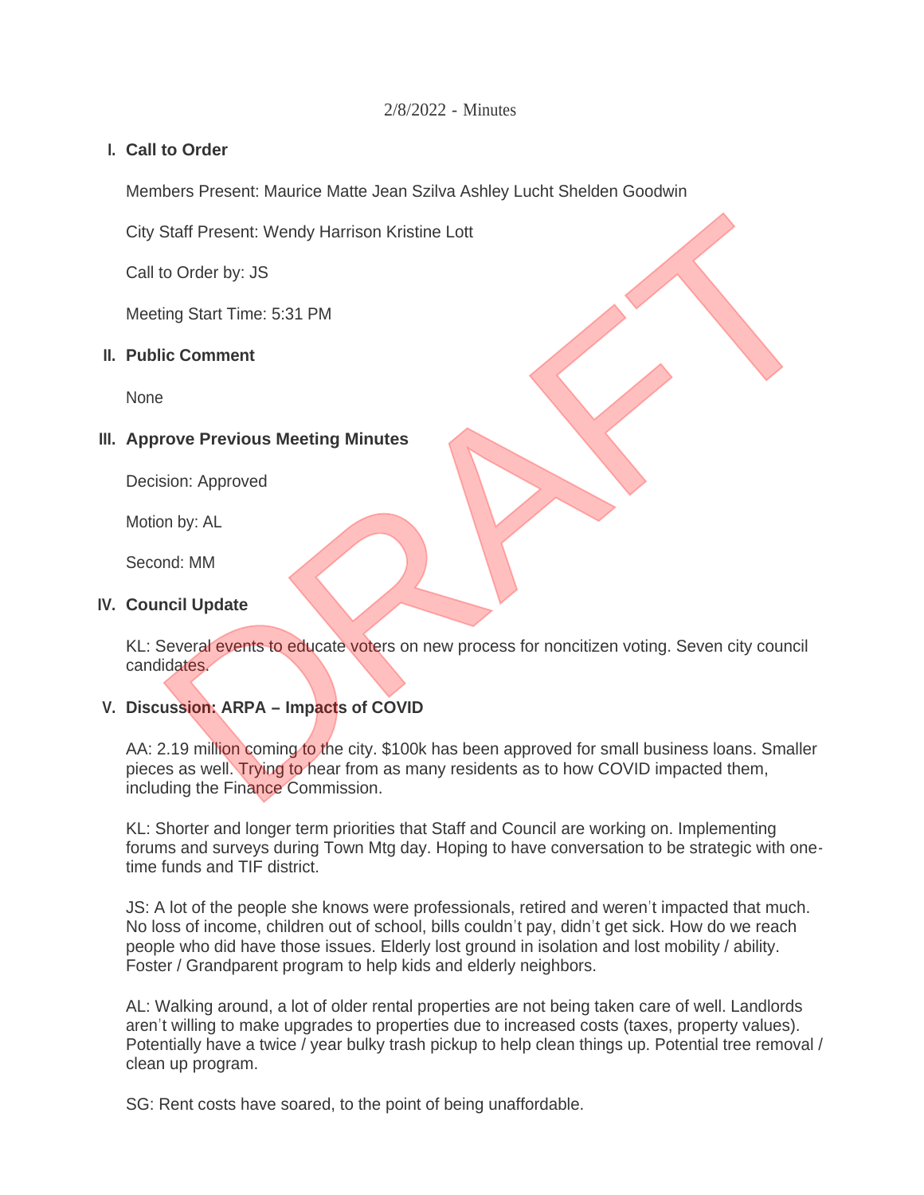2/8/2022 - Minutes

## I. Call to Order

Members Present: Maurice Matte Jean Szilva Ashley Lucht Shelden Goodwin

City Staff Present: Wendy Harrison Kristine Lott

Call to Order by: JS

Meeting Start Time: 5:31 PM

## II. Public Comment

None

## III. Approve Previous Meeting Minutes

Decision: Approved

Motion by: AL

Second: MM

## IV. Council Update

KL: Several events to educate voters on new process for noncitizen voting. Seven city council candidates.

## V. Discussion: ARPA – Impacts of COVID

AA: 2.19 million coming to the city. $100k has been approved for small business loans. Smaller pieces as well. Trying to hear from as many residents as to how COVID impacted them, including the Finance Commission.

KL: Shorter and longer term priorities that Staff and Council are working on. Implementing forums and surveys during Town Mtg day. Hoping to have conversation to be strategic with one-time funds and TIF district.

JS: A lot of the people she knows were professionals, retired and weren't impacted that much. No loss of income, children out of school, bills couldn't pay, didn't get sick. How do we reach people who did have those issues. Elderly lost ground in isolation and lost mobility / ability. Foster / Grandparent program to help kids and elderly neighbors.

AL: Walking around, a lot of older rental properties are not being taken care of well. Landlords aren't willing to make upgrades to properties due to increased costs (taxes, property values). Potentially have a twice / year bulky trash pickup to help clean things up. Potential tree removal / clean up program.

SG: Rent costs have soared, to the point of being unaffordable.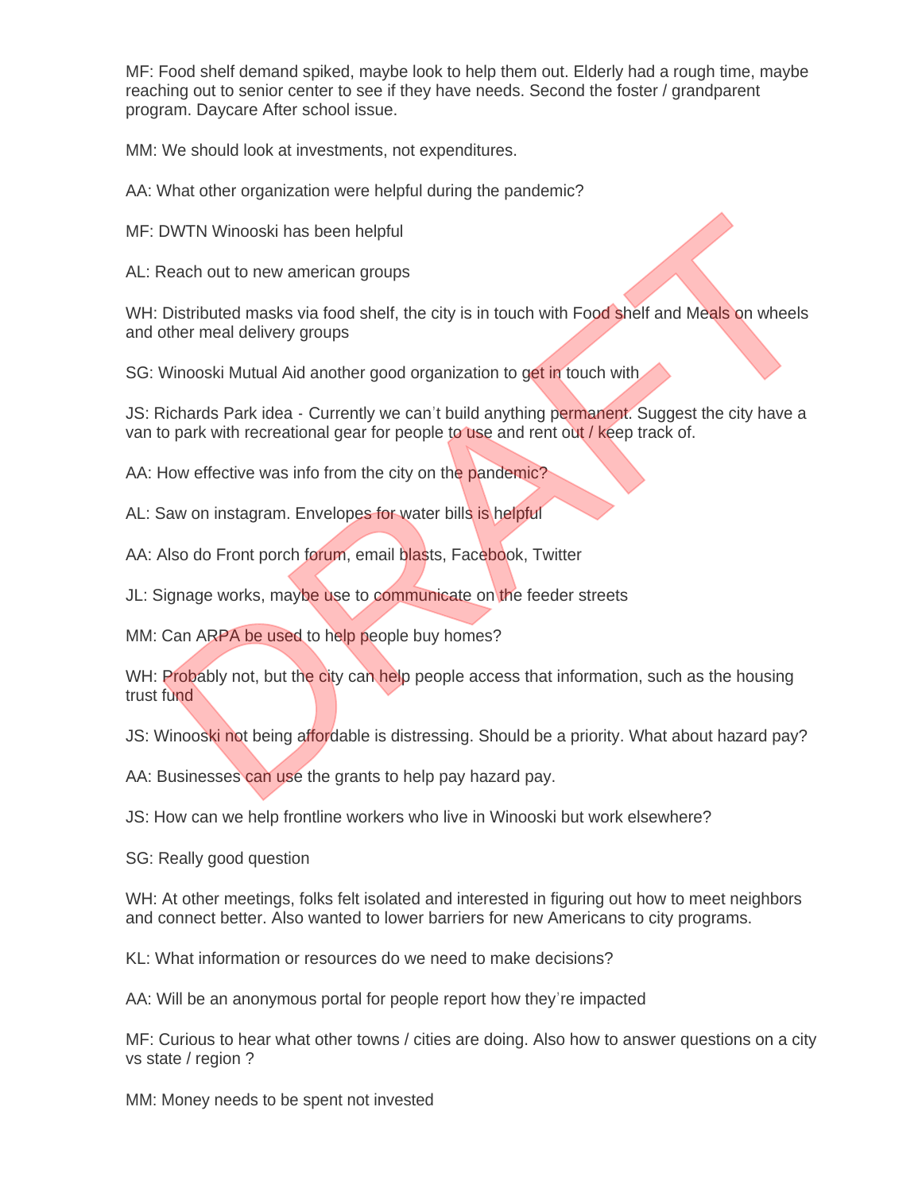MF: Food shelf demand spiked, maybe look to help them out. Elderly had a rough time, maybe reaching out to senior center to see if they have needs. Second the foster / grandparent program. Daycare After school issue.

MM: We should look at investments, not expenditures.

AA: What other organization were helpful during the pandemic?

MF: DWTN Winooski has been helpful

AL: Reach out to new american groups

WH: Distributed masks via food shelf, the city is in touch with Food shelf and Meals on wheels and other meal delivery groups

SG: Winooski Mutual Aid another good organization to get in touch with

JS: Richards Park idea - Currently we can't build anything permanent. Suggest the city have a van to park with recreational gear for people to use and rent out / keep track of.

AA: How effective was info from the city on the pandemic?

AL: Saw on instagram. Envelopes for water bills is helpful

AA: Also do Front porch forum, email blasts, Facebook, Twitter

JL: Signage works, maybe use to communicate on the feeder streets

MM: Can ARPA be used to help people buy homes?

WH: Probably not, but the city can help people access that information, such as the housing trust fund

JS: Winooski not being affordable is distressing. Should be a priority. What about hazard pay?

AA: Businesses can use the grants to help pay hazard pay.

JS: How can we help frontline workers who live in Winooski but work elsewhere?

SG: Really good question

WH: At other meetings, folks felt isolated and interested in figuring out how to meet neighbors and connect better. Also wanted to lower barriers for new Americans to city programs.

KL: What information or resources do we need to make decisions?

AA: Will be an anonymous portal for people report how they're impacted

MF: Curious to hear what other towns / cities are doing. Also how to answer questions on a city vs state / region ?

MM: Money needs to be spent not invested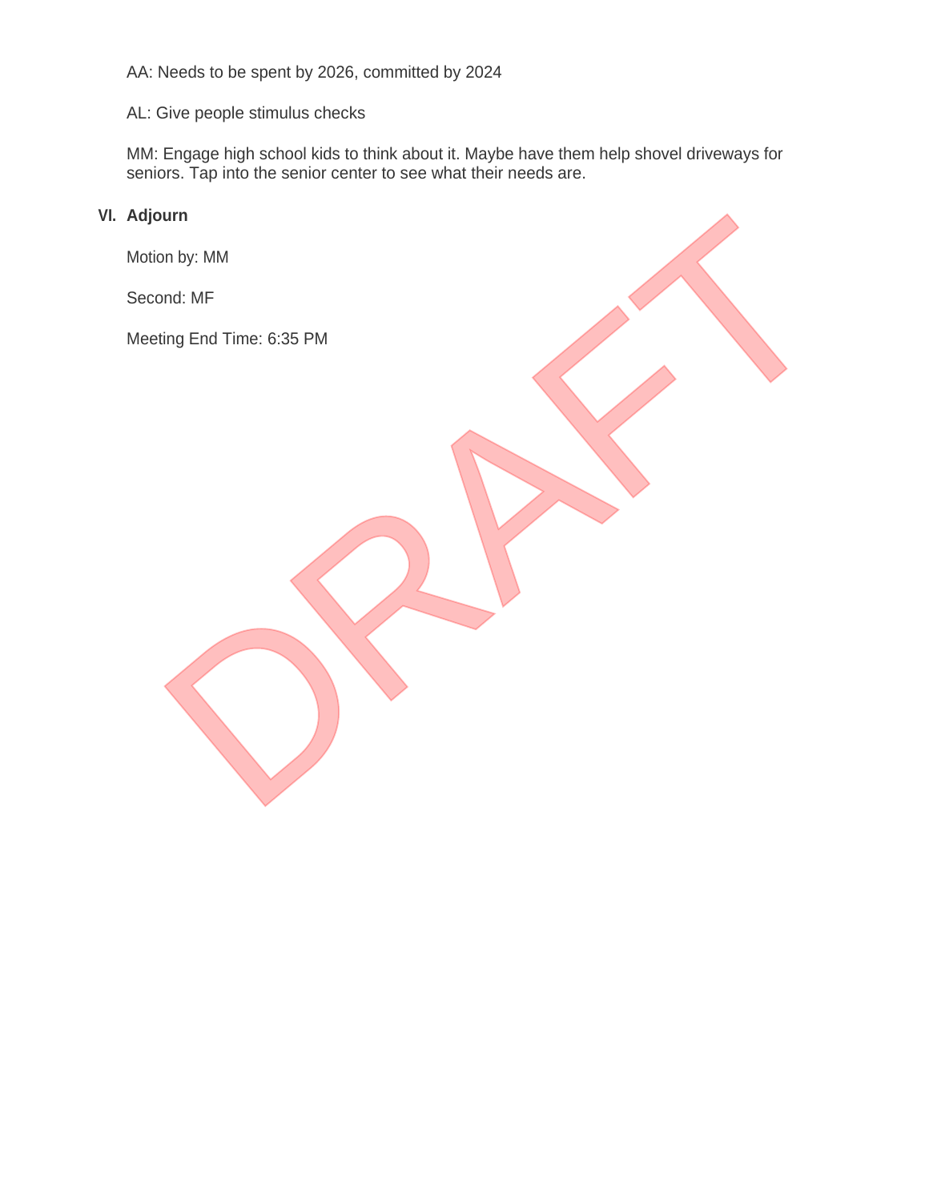AA: Needs to be spent by 2026, committed by 2024

AL: Give people stimulus checks

MM: Engage high school kids to think about it. Maybe have them help shovel driveways for seniors. Tap into the senior center to see what their needs are.

## VI. Adjourn

Motion by: MM

Second: MF

Meeting End Time: 6:35 PM

DRAFT